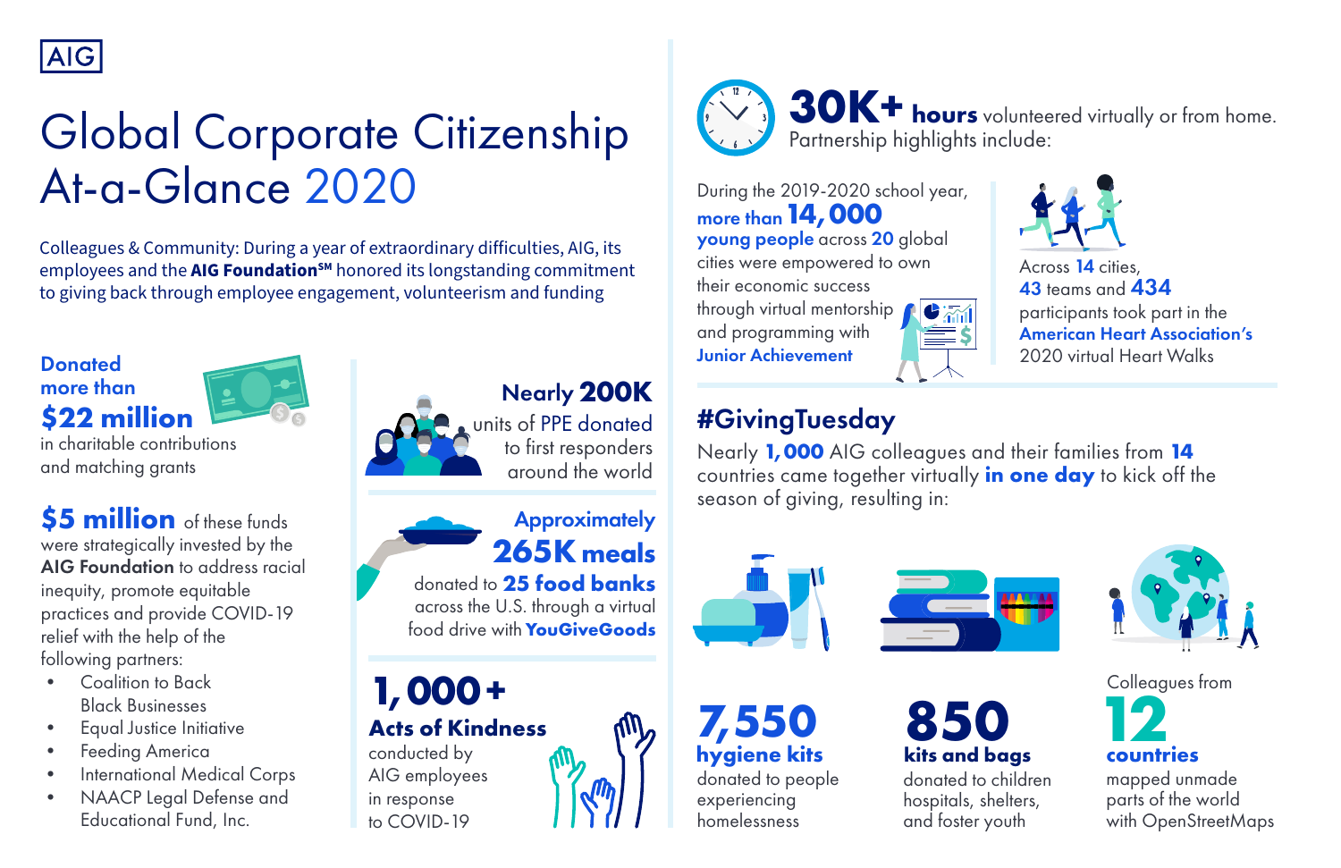AIG

# Global Corporate Citizenship At-a-Glance 2020

Colleagues & Community: During a year of extraordinary difficulties, AIG, its employees and the **AIG Foundation**℠ honored its longstanding commitment to giving back through employee engagement, volunteerism and funding

**Donated more than $22 million** in charitable contributions and matching grants

**$5 million** of these funds were strategically invested by the **AIG Foundation** to address racial inequity, promote equitable practices and provide COVID-19 relief with the help of the following partners:

- Coalition to Back Black Businesses
- Equal Justice Initiative
- Feeding America
- International Medical Corps
- NAACP Legal Defense and Educational Fund, Inc.

**Nearly 200K** units of PPE donated to first responders around the world

**Approximately 265K meals** donated to **25 food banks** across the U.S. through a virtual food drive with **YouGiveGoods**

**1,000+ Acts of Kindness** conducted by AIG employees in response to COVID-19

**30K+ hours** volunteered virtually or from home. Partnership highlights include:

During the 2019-2020 school year, **more than 14,000 young people** across **20** global cities were empowered to own their economic success through virtual mentorship and programming with **Junior Achievement**

Across **14** cities, **43** teams and **434** participants took part in the **American Heart Association's** 2020 virtual Heart Walks

## #GivingTuesday

Nearly **1,000** AIG colleagues and their families from **14** countries came together virtually **in one day** to kick off the season of giving, resulting in:

**7,550 hygiene kits** donated to people experiencing homelessness

**850 kits and bags** donated to children hospitals, shelters, and foster youth

Colleagues from **12 countries** mapped unmade parts of the world with OpenStreetMaps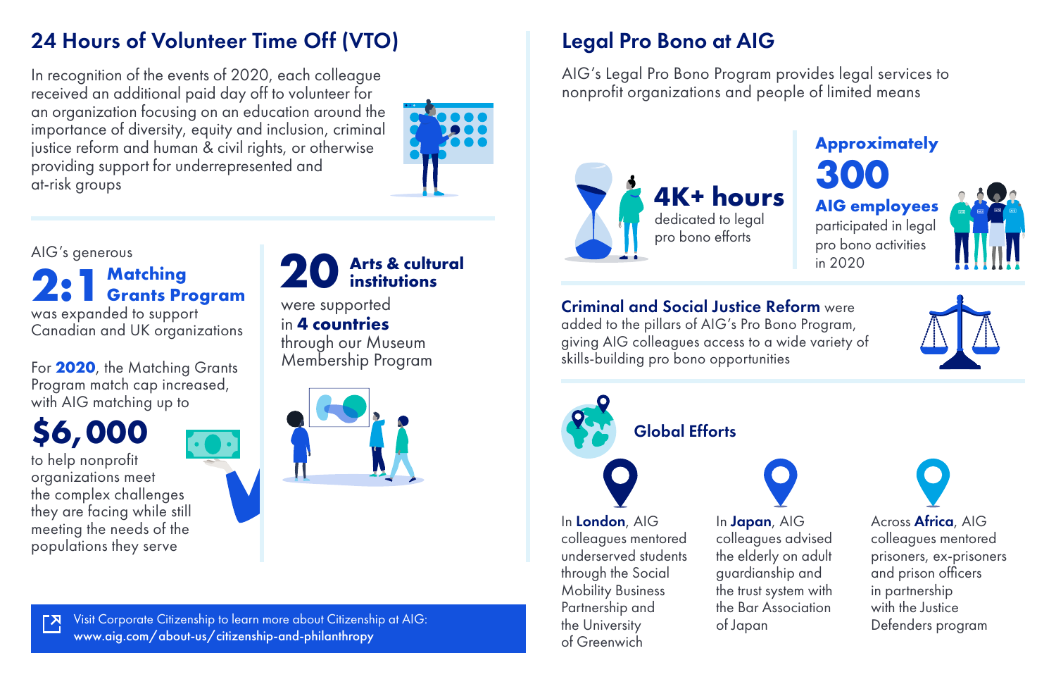## 24 Hours of Volunteer Time Off (VTO)

In recognition of the events of 2020, each colleague received an additional paid day off to volunteer for an organization focusing on an education around the importance of diversity, equity and inclusion, criminal justice reform and human & civil rights, or otherwise providing support for underrepresented and at-risk groups

AIG's generous

**2:1 Matching Grants Program**

was expanded to support Canadian and UK organizations

For **2020**, the Matching Grants Program match cap increased, with AIG matching up to

**$6,000**

to help nonprofit organizations meet the complex challenges they are facing while still meeting the needs of the populations they serve

**20 Arts & cultural institutions**

were supported in **4 countries** through our Museum Membership Program

## Legal Pro Bono at AIG

AIG's Legal Pro Bono Program provides legal services to nonprofit organizations and people of limited means

**4K+ hours**

dedicated to legal pro bono efforts

**Approximately 300 AIG employees**

participated in legal pro bono activities in 2020

**Criminal and Social Justice Reform** were added to the pillars of AIG's Pro Bono Program, giving AIG colleagues access to a wide variety of skills-building pro bono opportunities

### Global Efforts

In **London**, AIG colleagues mentored underserved students through the Social Mobility Business Partnership and the University of Greenwich

In **Japan**, AIG colleagues advised the elderly on adult guardianship and the trust system with the Bar Association of Japan

Across **Africa**, AIG colleagues mentored prisoners, ex-prisoners and prison officers in partnership with the Justice Defenders program

Visit Corporate Citizenship to learn more about Citizenship at AIG:
www.aig.com/about-us/citizenship-and-philanthropy